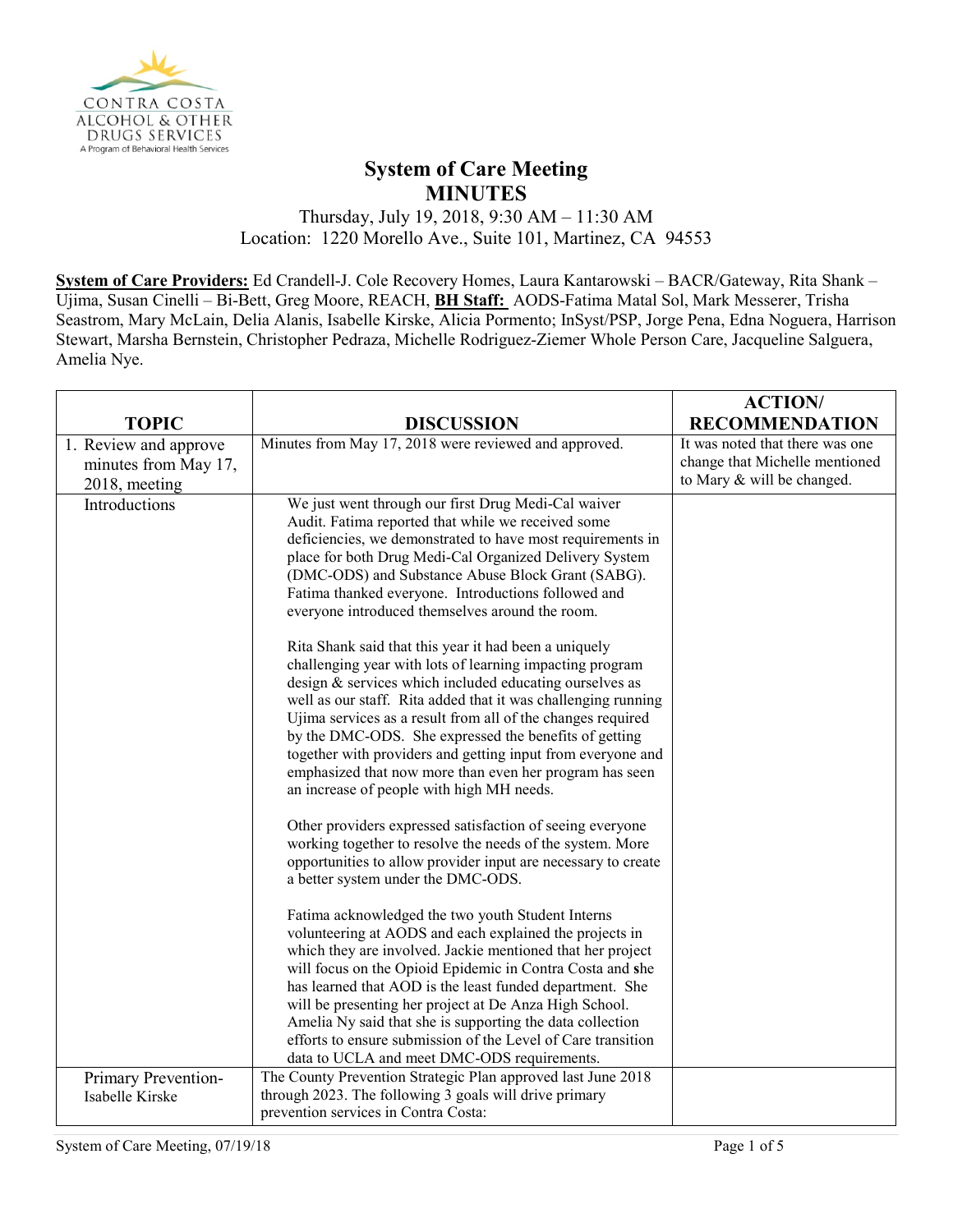CONTRA COSTA
ALCOHOL & OTHER
DRUGS SERVICES
A Program of Behavioral Health Services

# System of Care Meeting
# MINUTES

Thursday, July 19, 2018, 9:30 AM – 11:30 AM
Location: 1220 Morello Ave., Suite 101, Martinez, CA 94553

**System of Care Providers:** Ed Crandell-J. Cole Recovery Homes, Laura Kantarowski – BACR/Gateway, Rita Shank – Ujima, Susan Cinelli – Bi-Bett, Greg Moore, REACH, **BH Staff:** AODS-Fatima Matal Sol, Mark Messerer, Trisha Seastrom, Mary McLain, Delia Alanis, Isabelle Kirske, Alicia Pormento; InSyst/PSP, Jorge Pena, Edna Noguera, Harrison Stewart, Marsha Bernstein, Christopher Pedraza, Michelle Rodriguez-Ziemer Whole Person Care, Jacqueline Salguera, Amelia Nye.

| TOPIC | DISCUSSION | ACTION/ RECOMMENDATION |
|---|---|---|
| 1. Review and approve minutes from May 17, 2018, meeting | Minutes from May 17, 2018 were reviewed and approved. | It was noted that there was one change that Michelle mentioned to Mary & will be changed. |
| Introductions | We just went through our first Drug Medi-Cal waiver Audit. Fatima reported that while we received some deficiencies, we demonstrated to have most requirements in place for both Drug Medi-Cal Organized Delivery System (DMC-ODS) and Substance Abuse Block Grant (SABG). Fatima thanked everyone. Introductions followed and everyone introduced themselves around the room.<br><br>Rita Shank said that this year it had been a uniquely challenging year with lots of learning impacting program design & services which included educating ourselves as well as our staff. Rita added that it was challenging running Ujima services as a result from all of the changes required by the DMC-ODS. She expressed the benefits of getting together with providers and getting input from everyone and emphasized that now more than even her program has seen an increase of people with high MH needs.<br><br>Other providers expressed satisfaction of seeing everyone working together to resolve the needs of the system. More opportunities to allow provider input are necessary to create a better system under the DMC-ODS.<br><br>Fatima acknowledged the two youth Student Interns volunteering at AODS and each explained the projects in which they are involved. Jackie mentioned that her project will focus on the Opioid Epidemic in Contra Costa and she has learned that AOD is the least funded department. She will be presenting her project at De Anza High School. Amelia Ny said that she is supporting the data collection efforts to ensure submission of the Level of Care transition data to UCLA and meet DMC-ODS requirements. | |
| Primary Prevention- Isabelle Kirske | The County Prevention Strategic Plan approved last June 2018 through 2023. The following 3 goals will drive primary prevention services in Contra Costa: | |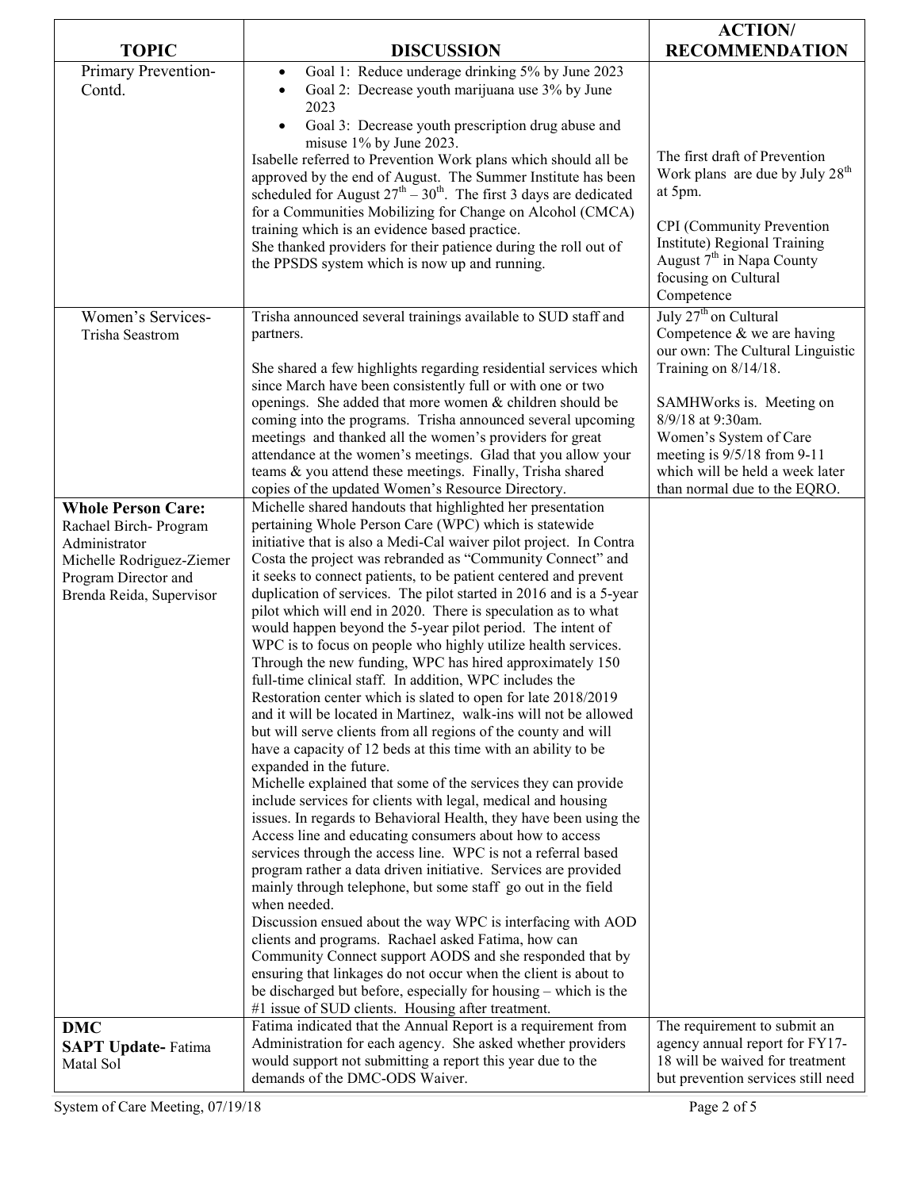| TOPIC | DISCUSSION | ACTION/ RECOMMENDATION |
|---|---|---|
| Primary Prevention-Contd. | • Goal 1: Reduce underage drinking 5% by June 2023<br>• Goal 2: Decrease youth marijuana use 3% by June 2023<br>• Goal 3: Decrease youth prescription drug abuse and misuse 1% by June 2023.<br>Isabelle referred to Prevention Work plans which should all be approved by the end of August. The Summer Institute has been scheduled for August 27th – 30th. The first 3 days are dedicated for a Communities Mobilizing for Change on Alcohol (CMCA) training which is an evidence based practice.<br>She thanked providers for their patience during the roll out of the PPSDS system which is now up and running. | The first draft of Prevention Work plans are due by July 28th at 5pm.<br><br>CPI (Community Prevention Institute) Regional Training August 7th in Napa County focusing on Cultural Competence |
| Women's Services-Trisha Seastrom | Trisha announced several trainings available to SUD staff and partners.<br><br>She shared a few highlights regarding residential services which since March have been consistently full or with one or two openings. She added that more women & children should be coming into the programs. Trisha announced several upcoming meetings and thanked all the women's providers for great attendance at the women's meetings. Glad that you allow your teams & you attend these meetings. Finally, Trisha shared copies of the updated Women's Resource Directory. | July 27th on Cultural Competence & we are having our own: The Cultural Linguistic Training on 8/14/18.<br><br>SAMHWorks is. Meeting on 8/9/18 at 9:30am.<br>Women's System of Care meeting is 9/5/18 from 9-11 which will be held a week later than normal due to the EQRO. |
| **Whole Person Care:**<br>Rachael Birch- Program Administrator<br>Michelle Rodriguez-Ziemer Program Director and<br>Brenda Reida, Supervisor | Michelle shared handouts that highlighted her presentation pertaining Whole Person Care (WPC) which is statewide initiative that is also a Medi-Cal waiver pilot project. In Contra Costa the project was rebranded as "Community Connect" and it seeks to connect patients, to be patient centered and prevent duplication of services. The pilot started in 2016 and is a 5-year pilot which will end in 2020. There is speculation as to what would happen beyond the 5-year pilot period. The intent of WPC is to focus on people who highly utilize health services. Through the new funding, WPC has hired approximately 150 full-time clinical staff. In addition, WPC includes the Restoration center which is slated to open for late 2018/2019 and it will be located in Martinez, walk-ins will not be allowed but will serve clients from all regions of the county and will have a capacity of 12 beds at this time with an ability to be expanded in the future.<br>Michelle explained that some of the services they can provide include services for clients with legal, medical and housing issues. In regards to Behavioral Health, they have been using the Access line and educating consumers about how to access services through the access line. WPC is not a referral based program rather a data driven initiative. Services are provided mainly through telephone, but some staff go out in the field when needed.<br>Discussion ensued about the way WPC is interfacing with AOD clients and programs. Rachael asked Fatima, how can Community Connect support AODS and she responded that by ensuring that linkages do not occur when the client is about to be discharged but before, especially for housing – which is the #1 issue of SUD clients. Housing after treatment. | |
| **DMC**<br>**SAPT Update-** Fatima Matal Sol | Fatima indicated that the Annual Report is a requirement from Administration for each agency. She asked whether providers would support not submitting a report this year due to the demands of the DMC-ODS Waiver. | The requirement to submit an agency annual report for FY17-18 will be waived for treatment but prevention services still need |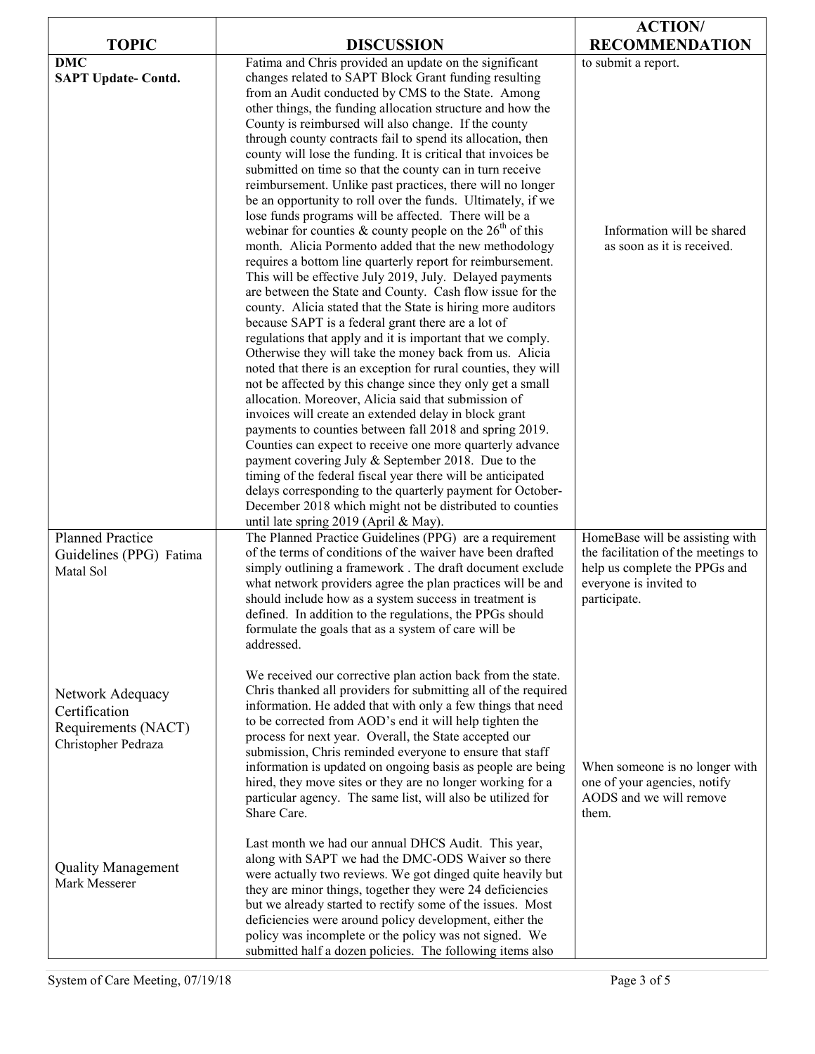| TOPIC | DISCUSSION | ACTION/ RECOMMENDATION |
|---|---|---|
| **DMC SAPT Update- Contd.** | Fatima and Chris provided an update on the significant changes related to SAPT Block Grant funding resulting from an Audit conducted by CMS to the State. Among other things, the funding allocation structure and how the County is reimbursed will also change. If the county through county contracts fail to spend its allocation, then county will lose the funding. It is critical that invoices be submitted on time so that the county can in turn receive reimbursement. Unlike past practices, there will no longer be an opportunity to roll over the funds. Ultimately, if we lose funds programs will be affected. There will be a webinar for counties & county people on the 26th of this month. Alicia Pormento added that the new methodology requires a bottom line quarterly report for reimbursement. This will be effective July 2019, July. Delayed payments are between the State and County. Cash flow issue for the county. Alicia stated that the State is hiring more auditors because SAPT is a federal grant there are a lot of regulations that apply and it is important that we comply. Otherwise they will take the money back from us. Alicia noted that there is an exception for rural counties, they will not be affected by this change since they only get a small allocation. Moreover, Alicia said that submission of invoices will create an extended delay in block grant payments to counties between fall 2018 and spring 2019. Counties can expect to receive one more quarterly advance payment covering July & September 2018. Due to the timing of the federal fiscal year there will be anticipated delays corresponding to the quarterly payment for October-December 2018 which might not be distributed to counties until late spring 2019 (April & May). | to submit a report.<br><br>Information will be shared as soon as it is received. |
| Planned Practice Guidelines (PPG) Fatima Matal Sol | The Planned Practice Guidelines (PPG) are a requirement of the terms of conditions of the waiver have been drafted simply outlining a framework . The draft document exclude what network providers agree the plan practices will be and should include how as a system success in treatment is defined. In addition to the regulations, the PPGs should formulate the goals that as a system of care will be addressed. | HomeBase will be assisting with the facilitation of the meetings to help us complete the PPGs and everyone is invited to participate. |
| Network Adequacy Certification Requirements (NACT) Christopher Pedraza | We received our corrective plan action back from the state. Chris thanked all providers for submitting all of the required information. He added that with only a few things that need to be corrected from AOD's end it will help tighten the process for next year. Overall, the State accepted our submission, Chris reminded everyone to ensure that staff information is updated on ongoing basis as people are being hired, they move sites or they are no longer working for a particular agency. The same list, will also be utilized for Share Care. | When someone is no longer with one of your agencies, notify AODS and we will remove them. |
| Quality Management Mark Messerer | Last month we had our annual DHCS Audit. This year, along with SAPT we had the DMC-ODS Waiver so there were actually two reviews. We got dinged quite heavily but they are minor things, together they were 24 deficiencies but we already started to rectify some of the issues. Most deficiencies were around policy development, either the policy was incomplete or the policy was not signed. We submitted half a dozen policies. The following items also | |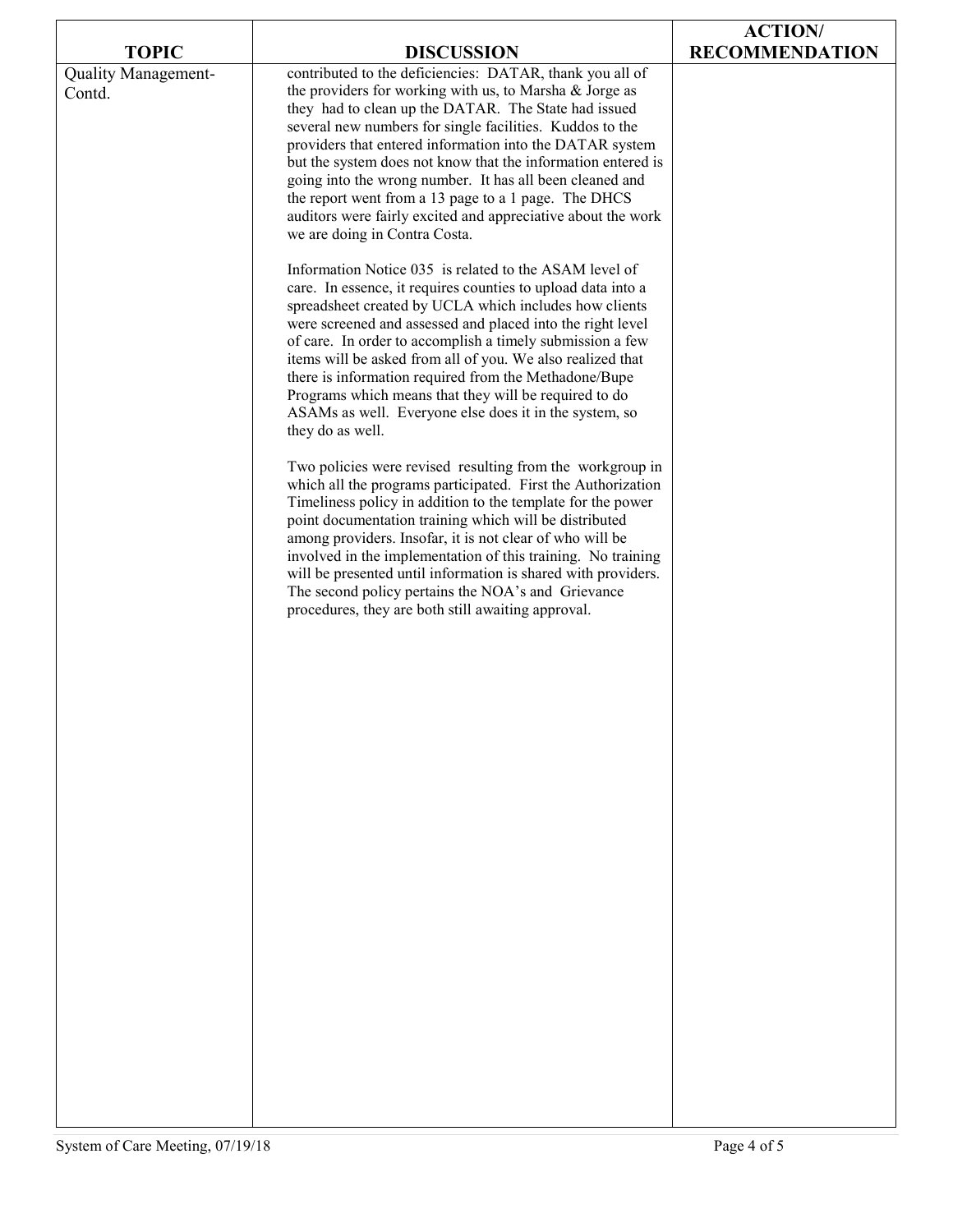| TOPIC | DISCUSSION | ACTION/ RECOMMENDATION |
|---|---|---|
| Quality Management-Contd. | contributed to the deficiencies: DATAR, thank you all of the providers for working with us, to Marsha & Jorge as they had to clean up the DATAR. The State had issued several new numbers for single facilities. Kuddos to the providers that entered information into the DATAR system but the system does not know that the information entered is going into the wrong number. It has all been cleaned and the report went from a 13 page to a 1 page. The DHCS auditors were fairly excited and appreciative about the work we are doing in Contra Costa.<br><br>Information Notice 035 is related to the ASAM level of care. In essence, it requires counties to upload data into a spreadsheet created by UCLA which includes how clients were screened and assessed and placed into the right level of care. In order to accomplish a timely submission a few items will be asked from all of you. We also realized that there is information required from the Methadone/Bupe Programs which means that they will be required to do ASAMs as well. Everyone else does it in the system, so they do as well.<br><br>Two policies were revised resulting from the workgroup in which all the programs participated. First the Authorization Timeliness policy in addition to the template for the power point documentation training which will be distributed among providers. Insofar, it is not clear of who will be involved in the implementation of this training. No training will be presented until information is shared with providers. The second policy pertains the NOA's and Grievance procedures, they are both still awaiting approval. | |

System of Care Meeting, 07/19/18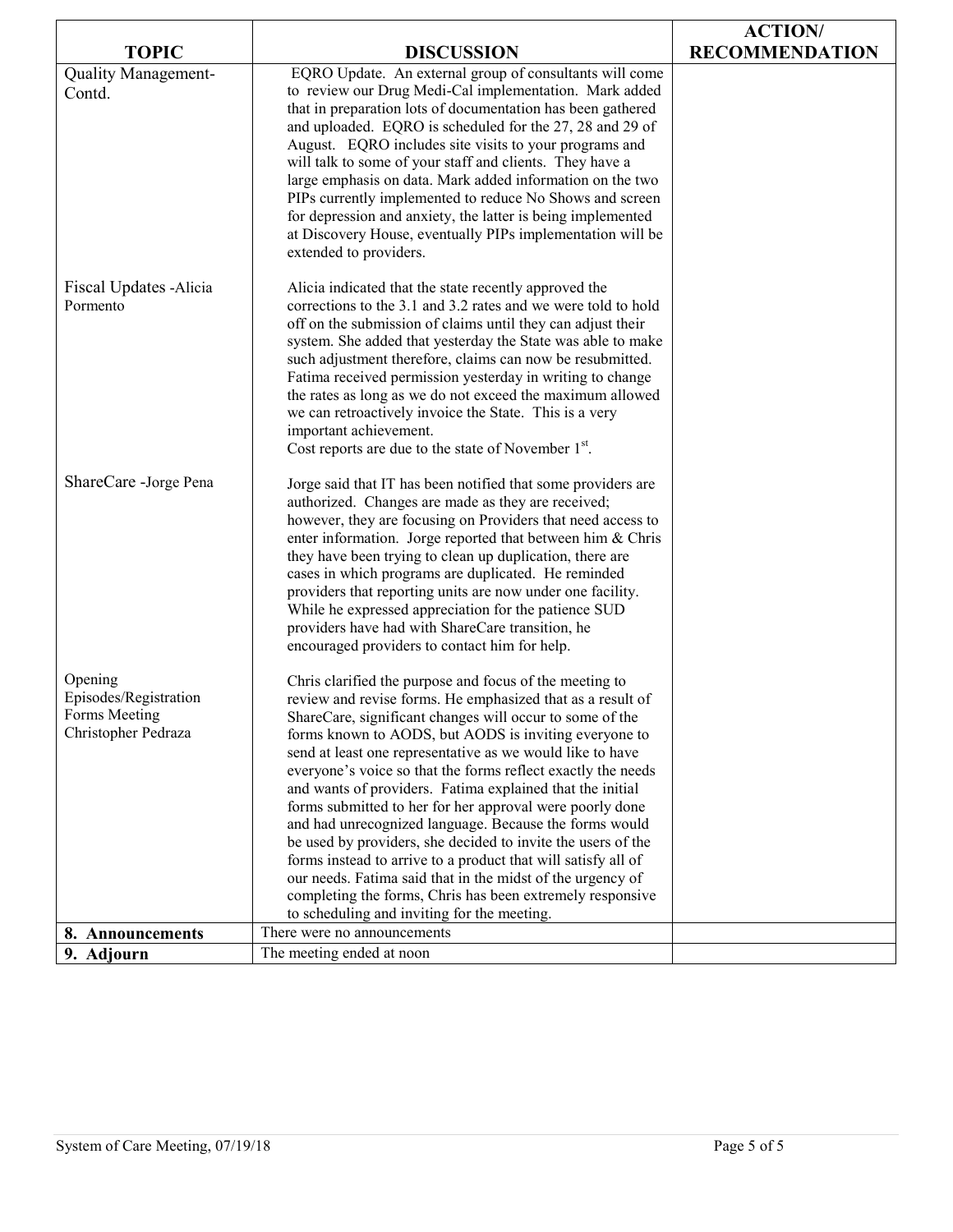| TOPIC | DISCUSSION | ACTION/ RECOMMENDATION |
|---|---|---|
| Quality Management-Contd. | EQRO Update. An external group of consultants will come to review our Drug Medi-Cal implementation. Mark added that in preparation lots of documentation has been gathered and uploaded. EQRO is scheduled for the 27, 28 and 29 of August. EQRO includes site visits to your programs and will talk to some of your staff and clients. They have a large emphasis on data. Mark added information on the two PIPs currently implemented to reduce No Shows and screen for depression and anxiety, the latter is being implemented at Discovery House, eventually PIPs implementation will be extended to providers. | |
| Fiscal Updates -Alicia Pormento | Alicia indicated that the state recently approved the corrections to the 3.1 and 3.2 rates and we were told to hold off on the submission of claims until they can adjust their system. She added that yesterday the State was able to make such adjustment therefore, claims can now be resubmitted. Fatima received permission yesterday in writing to change the rates as long as we do not exceed the maximum allowed we can retroactively invoice the State. This is a very important achievement. Cost reports are due to the state of November 1st. | |
| ShareCare -Jorge Pena | Jorge said that IT has been notified that some providers are authorized. Changes are made as they are received; however, they are focusing on Providers that need access to enter information. Jorge reported that between him & Chris they have been trying to clean up duplication, there are cases in which programs are duplicated. He reminded providers that reporting units are now under one facility. While he expressed appreciation for the patience SUD providers have had with ShareCare transition, he encouraged providers to contact him for help. | |
| Opening Episodes/Registration Forms Meeting Christopher Pedraza | Chris clarified the purpose and focus of the meeting to review and revise forms. He emphasized that as a result of ShareCare, significant changes will occur to some of the forms known to AODS, but AODS is inviting everyone to send at least one representative as we would like to have everyone's voice so that the forms reflect exactly the needs and wants of providers. Fatima explained that the initial forms submitted to her for her approval were poorly done and had unrecognized language. Because the forms would be used by providers, she decided to invite the users of the forms instead to arrive to a product that will satisfy all of our needs. Fatima said that in the midst of the urgency of completing the forms, Chris has been extremely responsive to scheduling and inviting for the meeting. | |
| **8. Announcements** | There were no announcements | |
| **9. Adjourn** | The meeting ended at noon | |